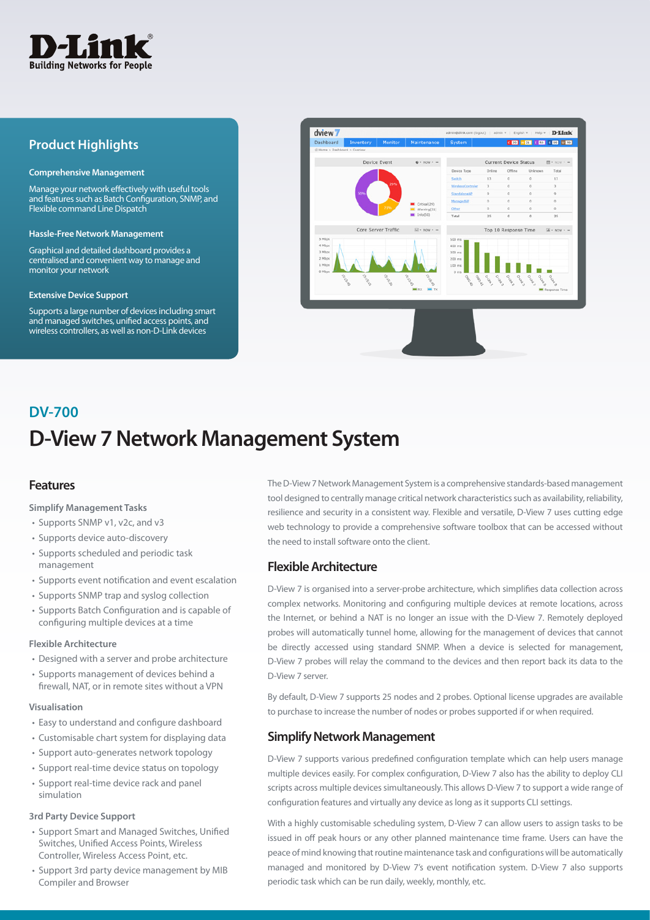D-Link
Building Networks for People

## Product Highlights

**Comprehensive Management**

Manage your network effectively with useful tools and features such as Batch Configuration, SNMP, and Flexible command Line Dispatch

**Hassle-Free Network Management**

Graphical and detailed dashboard provides a centralised and convenient way to manage and monitor your network

**Extensive Device Support**

Supports a large number of devices including smart and managed switches, unified access points, and wireless controllers, as well as non-D-Link devices

## DV-700

# D-View 7 Network Management System

## Features

**Simplify Management Tasks**

- Supports SNMP v1, v2c, and v3
- Supports device auto-discovery
- Supports scheduled and periodic task management
- Supports event notification and event escalation
- Supports SNMP trap and syslog collection
- Supports Batch Configuration and is capable of configuring multiple devices at a time

**Flexible Architecture**

- Designed with a server and probe architecture
- Supports management of devices behind a firewall, NAT, or in remote sites without a VPN

**Visualisation**

- Easy to understand and configure dashboard
- Customisable chart system for displaying data
- Support auto-generates network topology
- Support real-time device status on topology
- Support real-time device rack and panel simulation

**3rd Party Device Support**

- Support Smart and Managed Switches, Unified Switches, Unified Access Points, Wireless Controller, Wireless Access Point, etc.
- Support 3rd party device management by MIB Compiler and Browser

The D-View 7 Network Management System is a comprehensive standards-based management tool designed to centrally manage critical network characteristics such as availability, reliability, resilience and security in a consistent way. Flexible and versatile, D-View 7 uses cutting edge web technology to provide a comprehensive software toolbox that can be accessed without the need to install software onto the client.

## Flexible Architecture

D-View 7 is organised into a server-probe architecture, which simplifies data collection across complex networks. Monitoring and configuring multiple devices at remote locations, across the Internet, or behind a NAT is no longer an issue with the D-View 7. Remotely deployed probes will automatically tunnel home, allowing for the management of devices that cannot be directly accessed using standard SNMP. When a device is selected for management, D-View 7 probes will relay the command to the devices and then report back its data to the D-View 7 server.

By default, D-View 7 supports 25 nodes and 2 probes. Optional license upgrades are available to purchase to increase the number of nodes or probes supported if or when required.

## Simplify Network Management

D-View 7 supports various predefined configuration template which can help users manage multiple devices easily. For complex configuration, D-View 7 also has the ability to deploy CLI scripts across multiple devices simultaneously. This allows D-View 7 to support a wide range of configuration features and virtually any device as long as it supports CLI settings.

With a highly customisable scheduling system, D-View 7 can allow users to assign tasks to be issued in off peak hours or any other planned maintenance time frame. Users can have the peace of mind knowing that routine maintenance task and configurations will be automatically managed and monitored by D-View 7's event notification system. D-View 7 also supports periodic task which can be run daily, weekly, monthly, etc.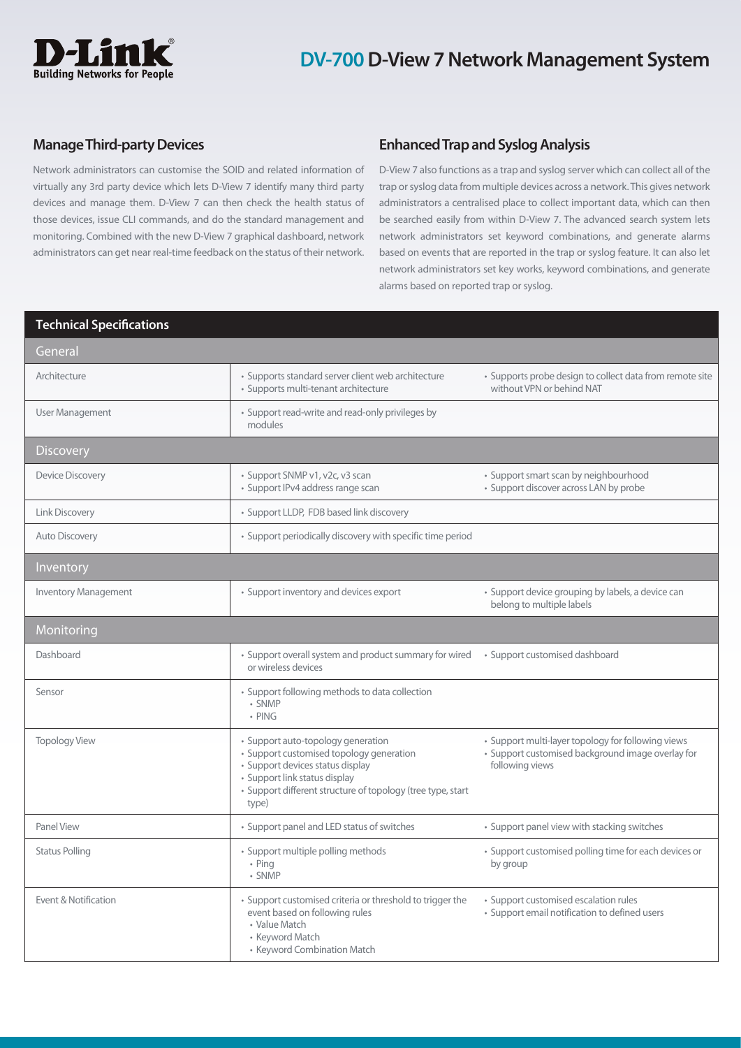# DV-700 D-View 7 Network Management System

## Manage Third-party Devices

Network administrators can customise the SOID and related information of virtually any 3rd party device which lets D-View 7 identify many third party devices and manage them. D-View 7 can then check the health status of those devices, issue CLI commands, and do the standard management and monitoring. Combined with the new D-View 7 graphical dashboard, network administrators can get near real-time feedback on the status of their network.

## Enhanced Trap and Syslog Analysis

D-View 7 also functions as a trap and syslog server which can collect all of the trap or syslog data from multiple devices across a network. This gives network administrators a centralised place to collect important data, which can then be searched easily from within D-View 7. The advanced search system lets network administrators set keyword combinations, and generate alarms based on events that are reported in the trap or syslog feature. It can also let network administrators set key works, keyword combinations, and generate alarms based on reported trap or syslog.

## Technical Specifications

| | | |
|---|---|---|
| **General** | | |
| Architecture | • Supports standard server client web architecture<br>• Supports multi-tenant architecture | • Supports probe design to collect data from remote site without VPN or behind NAT |
| User Management | • Support read-write and read-only privileges by modules | |
| **Discovery** | | |
| Device Discovery | • Support SNMP v1, v2c, v3 scan<br>• Support IPv4 address range scan | • Support smart scan by neighbourhood<br>• Support discover across LAN by probe |
| Link Discovery | • Support LLDP, FDB based link discovery | |
| Auto Discovery | • Support periodically discovery with specific time period | |
| **Inventory** | | |
| Inventory Management | • Support inventory and devices export | • Support device grouping by labels, a device can belong to multiple labels |
| **Monitoring** | | |
| Dashboard | • Support overall system and product summary for wired or wireless devices | • Support customised dashboard |
| Sensor | • Support following methods to data collection<br>  • SNMP<br>  • PING | |
| Topology View | • Support auto-topology generation<br>• Support customised topology generation<br>• Support devices status display<br>• Support link status display<br>• Support different structure of topology (tree type, start type) | • Support multi-layer topology for following views<br>• Support customised background image overlay for following views |
| Panel View | • Support panel and LED status of switches | • Support panel view with stacking switches |
| Status Polling | • Support multiple polling methods<br>  • Ping<br>  • SNMP | • Support customised polling time for each devices or by group |
| Event & Notification | • Support customised criteria or threshold to trigger the event based on following rules<br>  • Value Match<br>  • Keyword Match<br>  • Keyword Combination Match | • Support customised escalation rules<br>• Support email notification to defined users |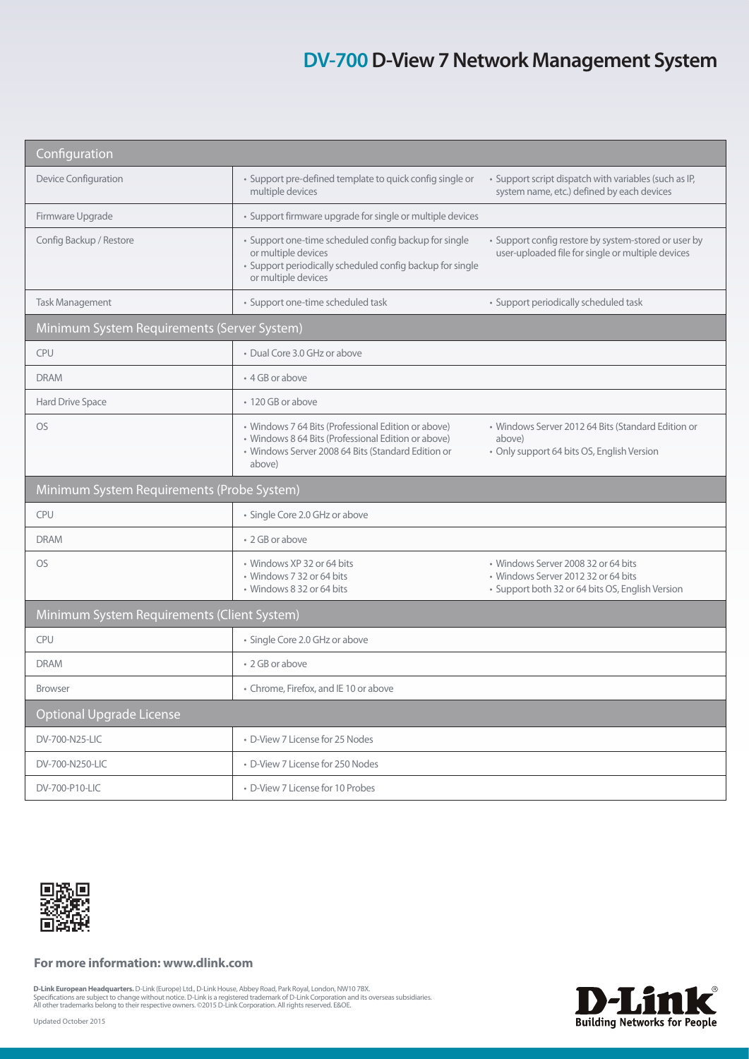# DV-700 D-View 7 Network Management System

| Configuration | | |
|---|---|---|
| Device Configuration | • Support pre-defined template to quick config single or multiple devices | • Support script dispatch with variables (such as IP, system name, etc.) defined by each devices |
| Firmware Upgrade | • Support firmware upgrade for single or multiple devices | |
| Config Backup / Restore | • Support one-time scheduled config backup for single or multiple devices<br>• Support periodically scheduled config backup for single or multiple devices | • Support config restore by system-stored or user by user-uploaded file for single or multiple devices |
| Task Management | • Support one-time scheduled task | • Support periodically scheduled task |
| **Minimum System Requirements (Server System)** | | |
| CPU | • Dual Core 3.0 GHz or above | |
| DRAM | • 4 GB or above | |
| Hard Drive Space | • 120 GB or above | |
| OS | • Windows 7 64 Bits (Professional Edition or above)<br>• Windows 8 64 Bits (Professional Edition or above)<br>• Windows Server 2008 64 Bits (Standard Edition or above) | • Windows Server 2012 64 Bits (Standard Edition or above)<br>• Only support 64 bits OS, English Version |
| **Minimum System Requirements (Probe System)** | | |
| CPU | • Single Core 2.0 GHz or above | |
| DRAM | • 2 GB or above | |
| OS | • Windows XP 32 or 64 bits<br>• Windows 7 32 or 64 bits<br>• Windows 8 32 or 64 bits | • Windows Server 2008 32 or 64 bits<br>• Windows Server 2012 32 or 64 bits<br>• Support both 32 or 64 bits OS, English Version |
| **Minimum System Requirements (Client System)** | | |
| CPU | • Single Core 2.0 GHz or above | |
| DRAM | • 2 GB or above | |
| Browser | • Chrome, Firefox, and IE 10 or above | |
| **Optional Upgrade License** | | |
| DV-700-N25-LIC | • D-View 7 License for 25 Nodes | |
| DV-700-N250-LIC | • D-View 7 License for 250 Nodes | |
| DV-700-P10-LIC | • D-View 7 License for 10 Probes | |

**For more information: www.dlink.com**

**D-Link European Headquarters.** D-Link (Europe) Ltd., D-Link House, Abbey Road, Park Royal, London, NW10 7BX.
Specifications are subject to change without notice. D-Link is a registered trademark of D-Link Corporation and its overseas subsidiaries.
All other trademarks belong to their respective owners. ©2015 D-Link Corporation. All rights reserved. E&OE.

Updated October 2015

D-Link®
Building Networks for People